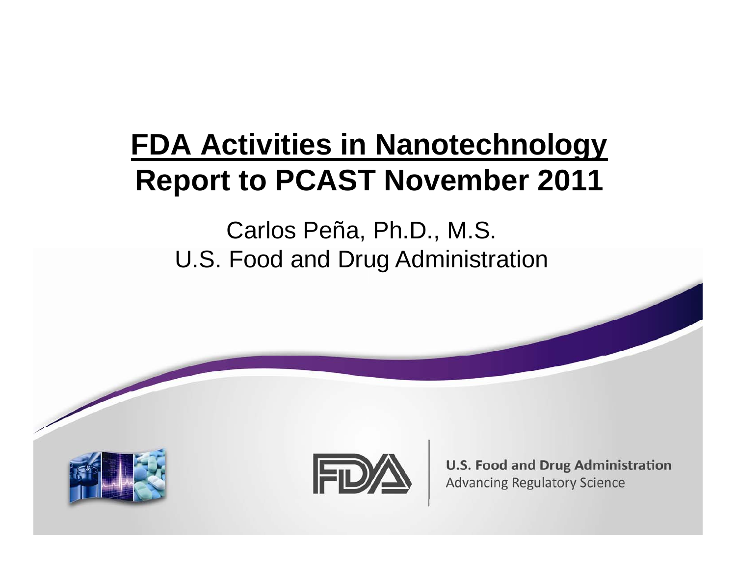# FDA Activities in Nanotechnology
# Report to PCAST November 2011

Carlos Peña, Ph.D., M.S.
U.S. Food and Drug Administration

U.S. Food and Drug Administration
Advancing Regulatory Science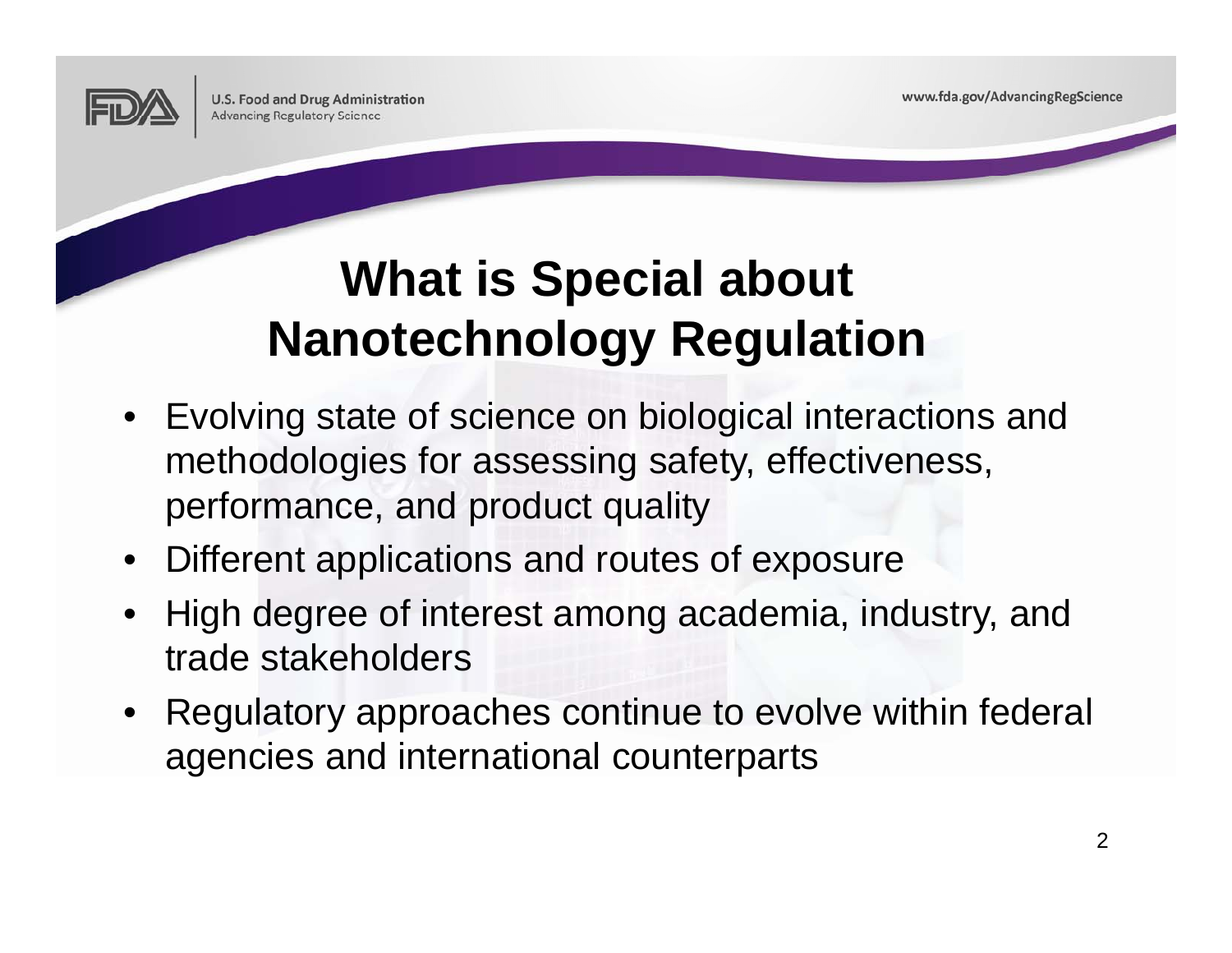# What is Special about Nanotechnology Regulation

- Evolving state of science on biological interactions and methodologies for assessing safety, effectiveness, performance, and product quality
- Different applications and routes of exposure
- High degree of interest among academia, industry, and trade stakeholders
- Regulatory approaches continue to evolve within federal agencies and international counterparts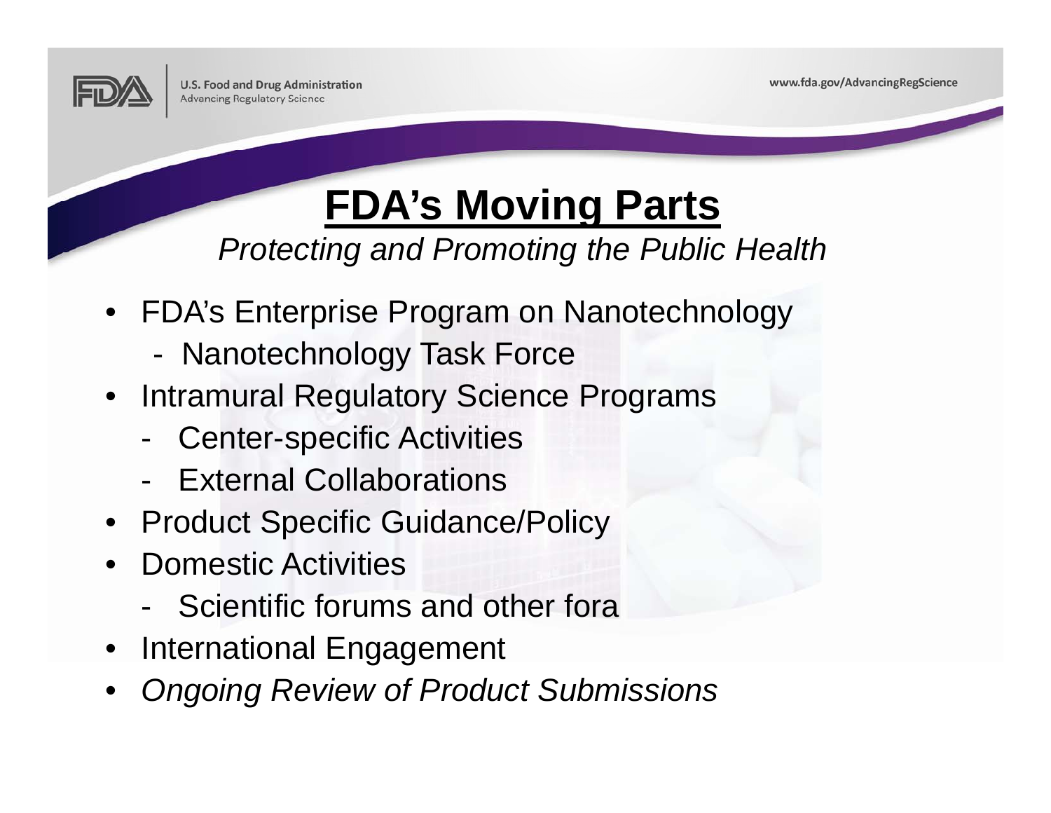# FDA's Moving Parts

*Protecting and Promoting the Public Health*

- FDA's Enterprise Program on Nanotechnology
  - Nanotechnology Task Force
- Intramural Regulatory Science Programs
  - Center-specific Activities
  - External Collaborations
- Product Specific Guidance/Policy
- Domestic Activities
  - Scientific forums and other fora
- International Engagement
- *Ongoing Review of Product Submissions*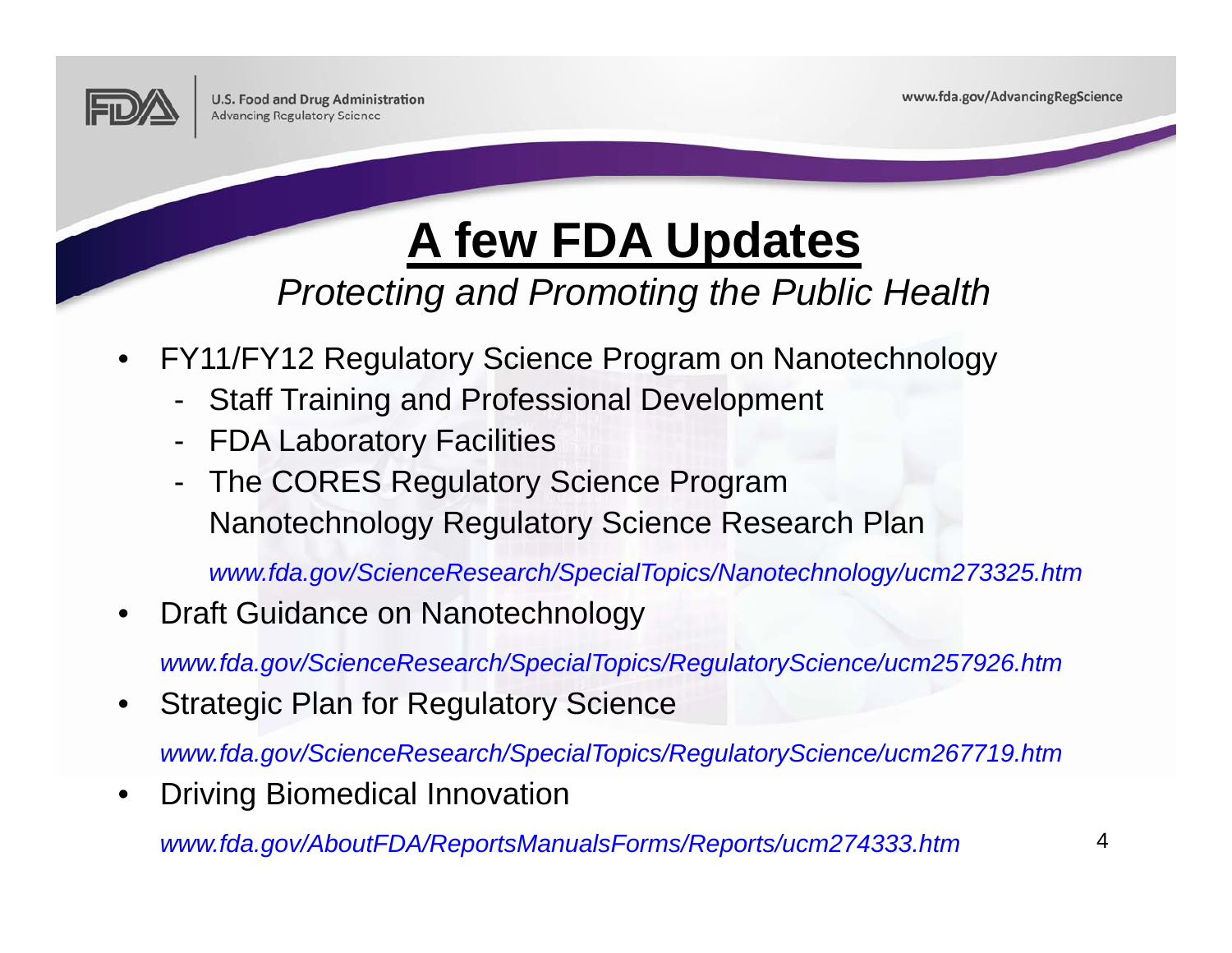# A few FDA Updates

*Protecting and Promoting the Public Health*

- FY11/FY12 Regulatory Science Program on Nanotechnology
  - Staff Training and Professional Development
  - FDA Laboratory Facilities
  - The CORES Regulatory Science Program Nanotechnology Regulatory Science Research Plan

    *www.fda.gov/ScienceResearch/SpecialTopics/Nanotechnology/ucm273325.htm*
- Draft Guidance on Nanotechnology

  *www.fda.gov/ScienceResearch/SpecialTopics/RegulatoryScience/ucm257926.htm*
- Strategic Plan for Regulatory Science

  *www.fda.gov/ScienceResearch/SpecialTopics/RegulatoryScience/ucm267719.htm*
- Driving Biomedical Innovation

  *www.fda.gov/AboutFDA/ReportsManualsForms/Reports/ucm274333.htm*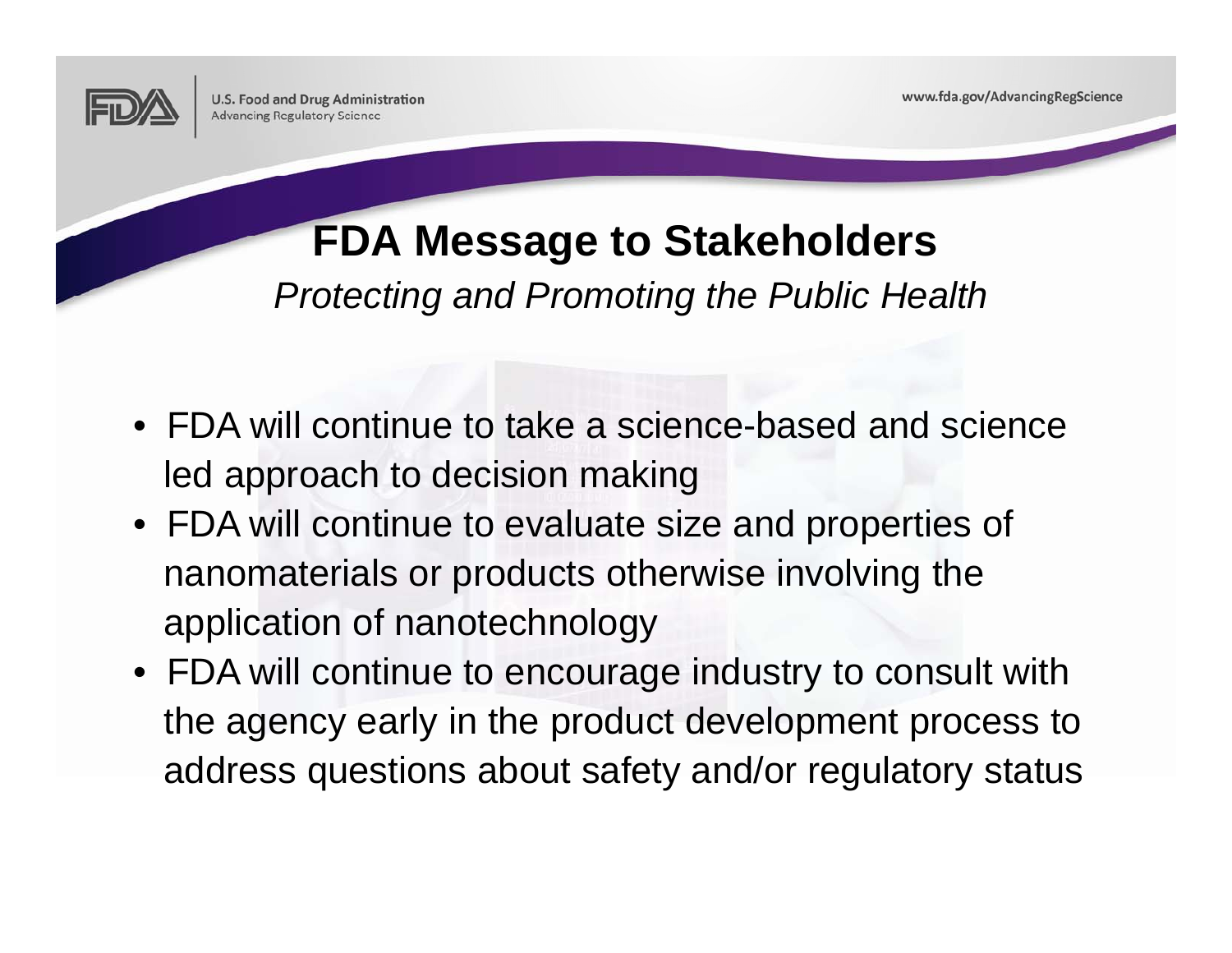# FDA Message to Stakeholders

*Protecting and Promoting the Public Health*

- FDA will continue to take a science-based and science led approach to decision making
- FDA will continue to evaluate size and properties of nanomaterials or products otherwise involving the application of nanotechnology
- FDA will continue to encourage industry to consult with the agency early in the product development process to address questions about safety and/or regulatory status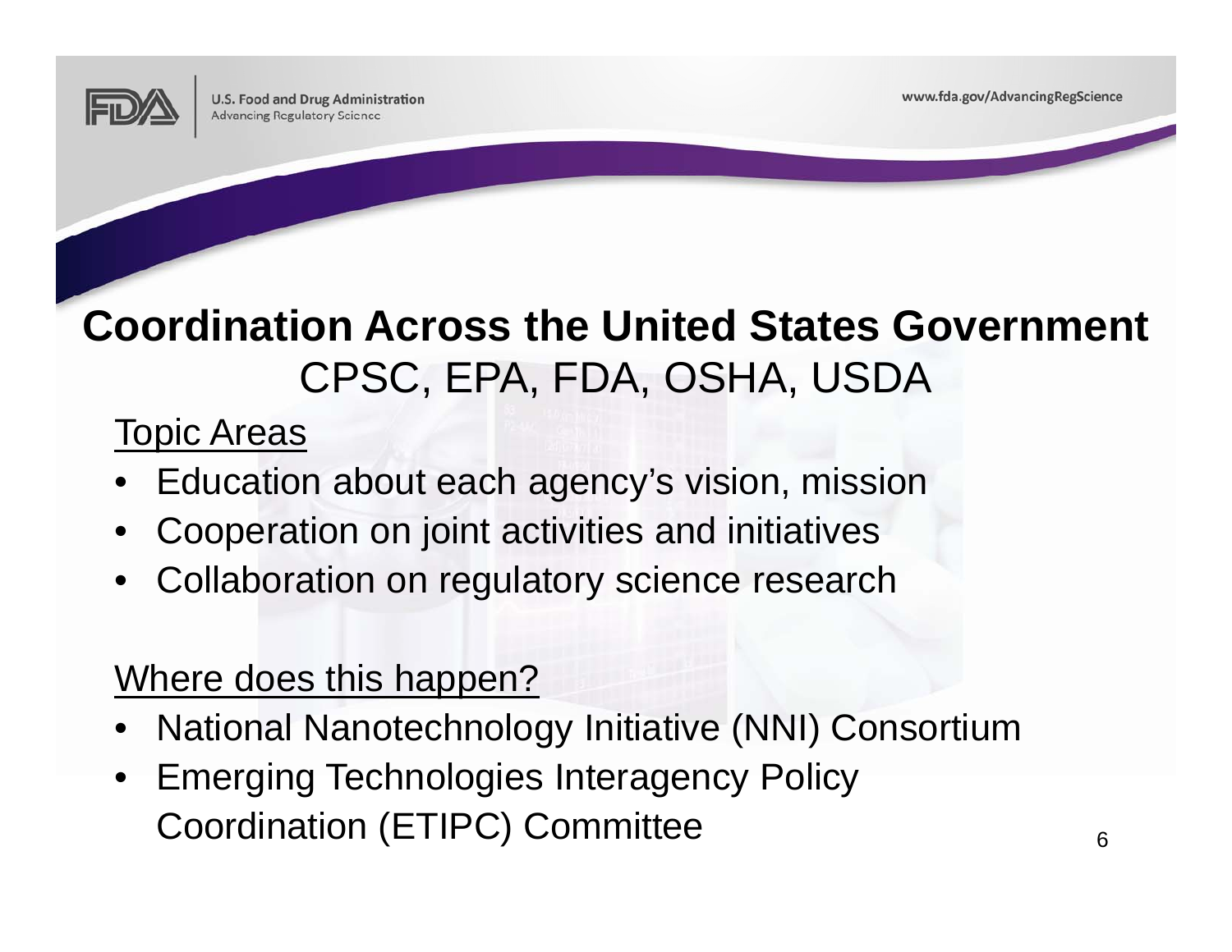# Coordination Across the United States Government

## CPSC, EPA, FDA, OSHA, USDA

Topic Areas

- Education about each agency's vision, mission
- Cooperation on joint activities and initiatives
- Collaboration on regulatory science research

Where does this happen?

- National Nanotechnology Initiative (NNI) Consortium
- Emerging Technologies Interagency Policy Coordination (ETIPC) Committee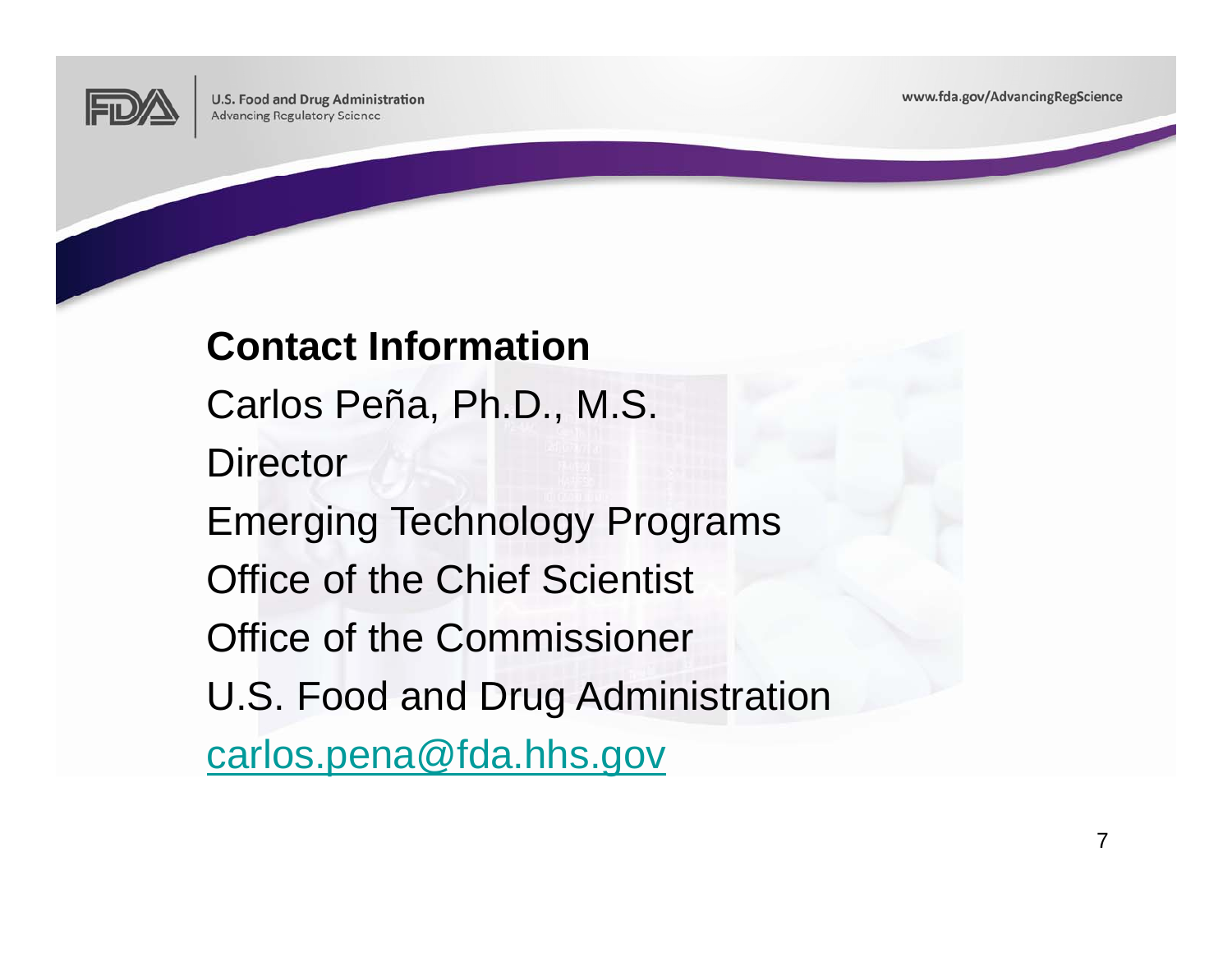**Contact Information**

Carlos Peña, Ph.D., M.S.

Director

Emerging Technology Programs

Office of the Chief Scientist

Office of the Commissioner

U.S. Food and Drug Administration

carlos.pena@fda.hhs.gov